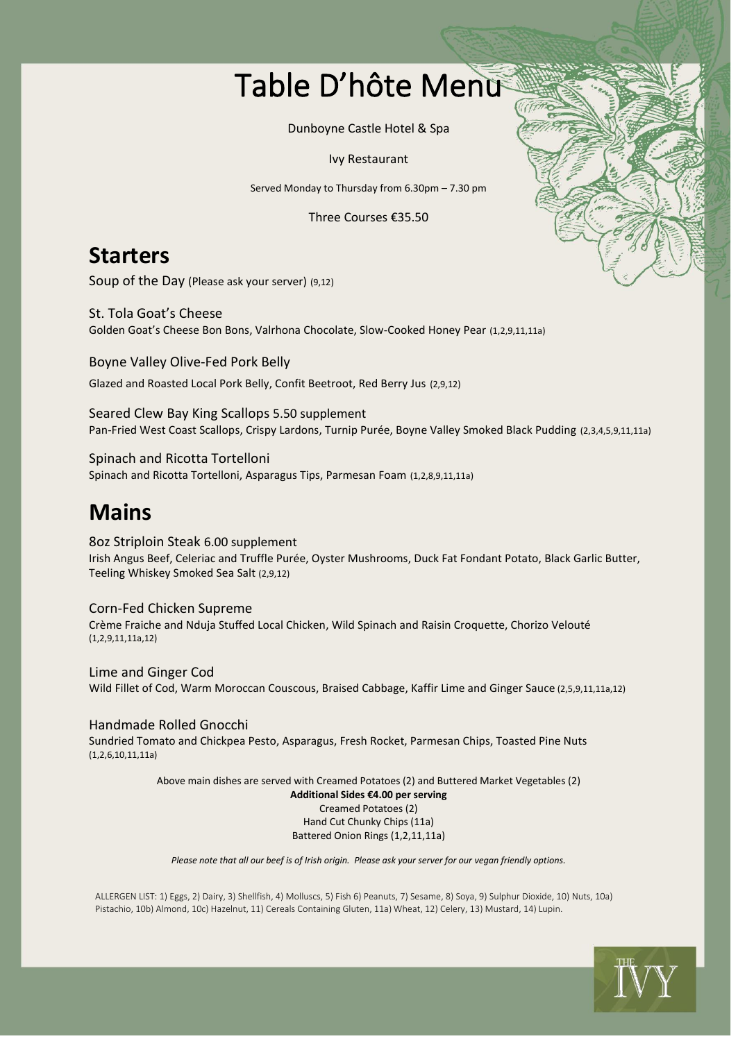# Table D'hôte Menu

Dunboyne Castle Hotel & Spa

Ivy Restaurant

Served Monday to Thursday from 6.30pm – 7.30 pm

Three Courses €35.50

## Starters

Soup of the Day (Please ask your server) (9,12)

St. Tola Goat's Cheese
Golden Goat's Cheese Bon Bons, Valrhona Chocolate, Slow-Cooked Honey Pear (1,2,9,11,11a)

Boyne Valley Olive-Fed Pork Belly
Glazed and Roasted Local Pork Belly, Confit Beetroot, Red Berry Jus (2,9,12)

Seared Clew Bay King Scallops 5.50 supplement
Pan-Fried West Coast Scallops, Crispy Lardons, Turnip Purée, Boyne Valley Smoked Black Pudding (2,3,4,5,9,11,11a)

Spinach and Ricotta Tortelloni
Spinach and Ricotta Tortelloni, Asparagus Tips, Parmesan Foam (1,2,8,9,11,11a)

## Mains

8oz Striploin Steak 6.00 supplement
Irish Angus Beef, Celeriac and Truffle Purée, Oyster Mushrooms, Duck Fat Fondant Potato, Black Garlic Butter, Teeling Whiskey Smoked Sea Salt (2,9,12)

Corn-Fed Chicken Supreme
Crème Fraiche and Nduja Stuffed Local Chicken, Wild Spinach and Raisin Croquette, Chorizo Velouté (1,2,9,11,11a,12)

Lime and Ginger Cod
Wild Fillet of Cod, Warm Moroccan Couscous, Braised Cabbage, Kaffir Lime and Ginger Sauce (2,5,9,11,11a,12)

Handmade Rolled Gnocchi
Sundried Tomato and Chickpea Pesto, Asparagus, Fresh Rocket, Parmesan Chips, Toasted Pine Nuts (1,2,6,10,11,11a)

Above main dishes are served with Creamed Potatoes (2) and Buttered Market Vegetables (2)

**Additional Sides €4.00 per serving**

Creamed Potatoes (2)

Hand Cut Chunky Chips (11a)

Battered Onion Rings (1,2,11,11a)

*Please note that all our beef is of Irish origin. Please ask your server for our vegan friendly options.*

ALLERGEN LIST: 1) Eggs, 2) Dairy, 3) Shellfish, 4) Molluscs, 5) Fish 6) Peanuts, 7) Sesame, 8) Soya, 9) Sulphur Dioxide, 10) Nuts, 10a) Pistachio, 10b) Almond, 10c) Hazelnut, 11) Cereals Containing Gluten, 11a) Wheat, 12) Celery, 13) Mustard, 14) Lupin.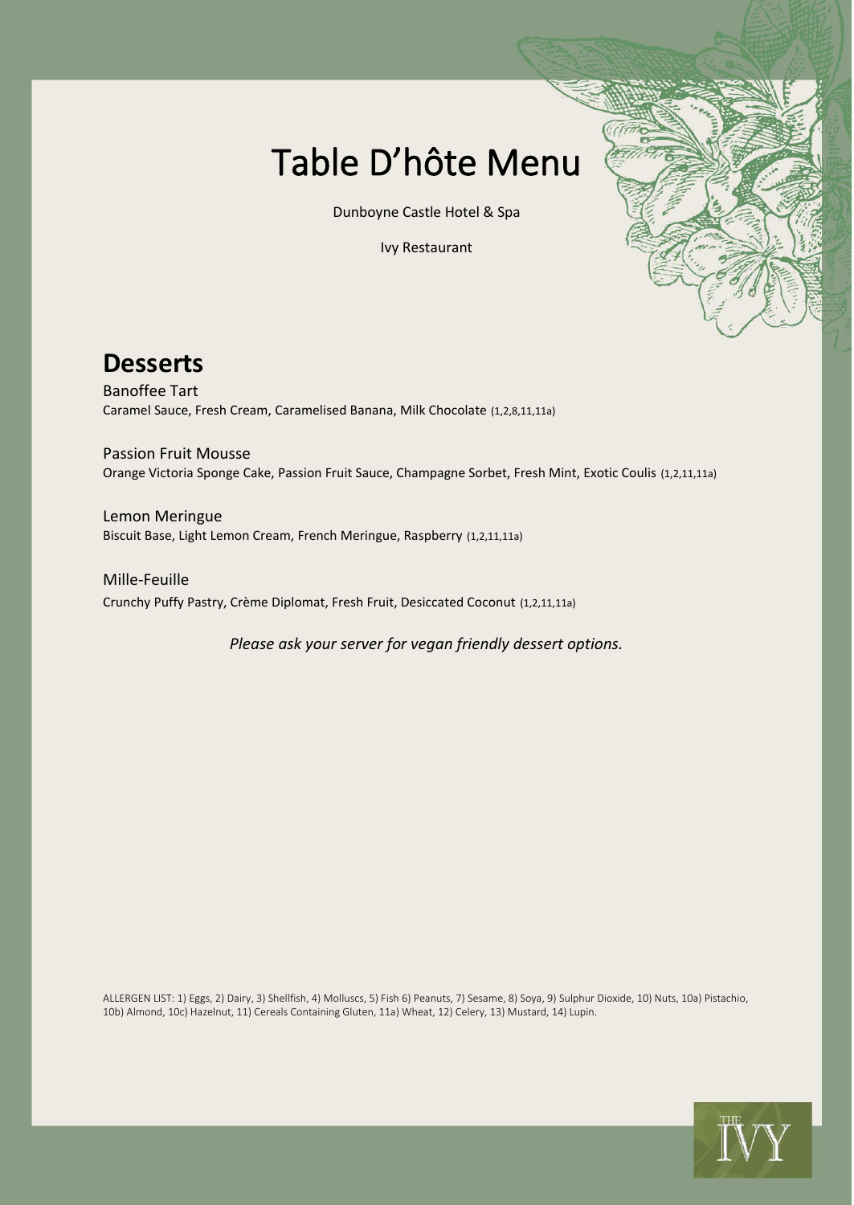# Table D'hôte Menu

Dunboyne Castle Hotel & Spa

Ivy Restaurant

## Desserts

Banoffee Tart
Caramel Sauce, Fresh Cream, Caramelised Banana, Milk Chocolate (1,2,8,11,11a)

Passion Fruit Mousse
Orange Victoria Sponge Cake, Passion Fruit Sauce, Champagne Sorbet, Fresh Mint, Exotic Coulis (1,2,11,11a)

Lemon Meringue
Biscuit Base, Light Lemon Cream, French Meringue, Raspberry (1,2,11,11a)

Mille-Feuille
Crunchy Puffy Pastry, Crème Diplomat, Fresh Fruit, Desiccated Coconut (1,2,11,11a)

*Please ask your server for vegan friendly dessert options.*

ALLERGEN LIST: 1) Eggs, 2) Dairy, 3) Shellfish, 4) Molluscs, 5) Fish 6) Peanuts, 7) Sesame, 8) Soya, 9) Sulphur Dioxide, 10) Nuts, 10a) Pistachio, 10b) Almond, 10c) Hazelnut, 11) Cereals Containing Gluten, 11a) Wheat, 12) Celery, 13) Mustard, 14) Lupin.